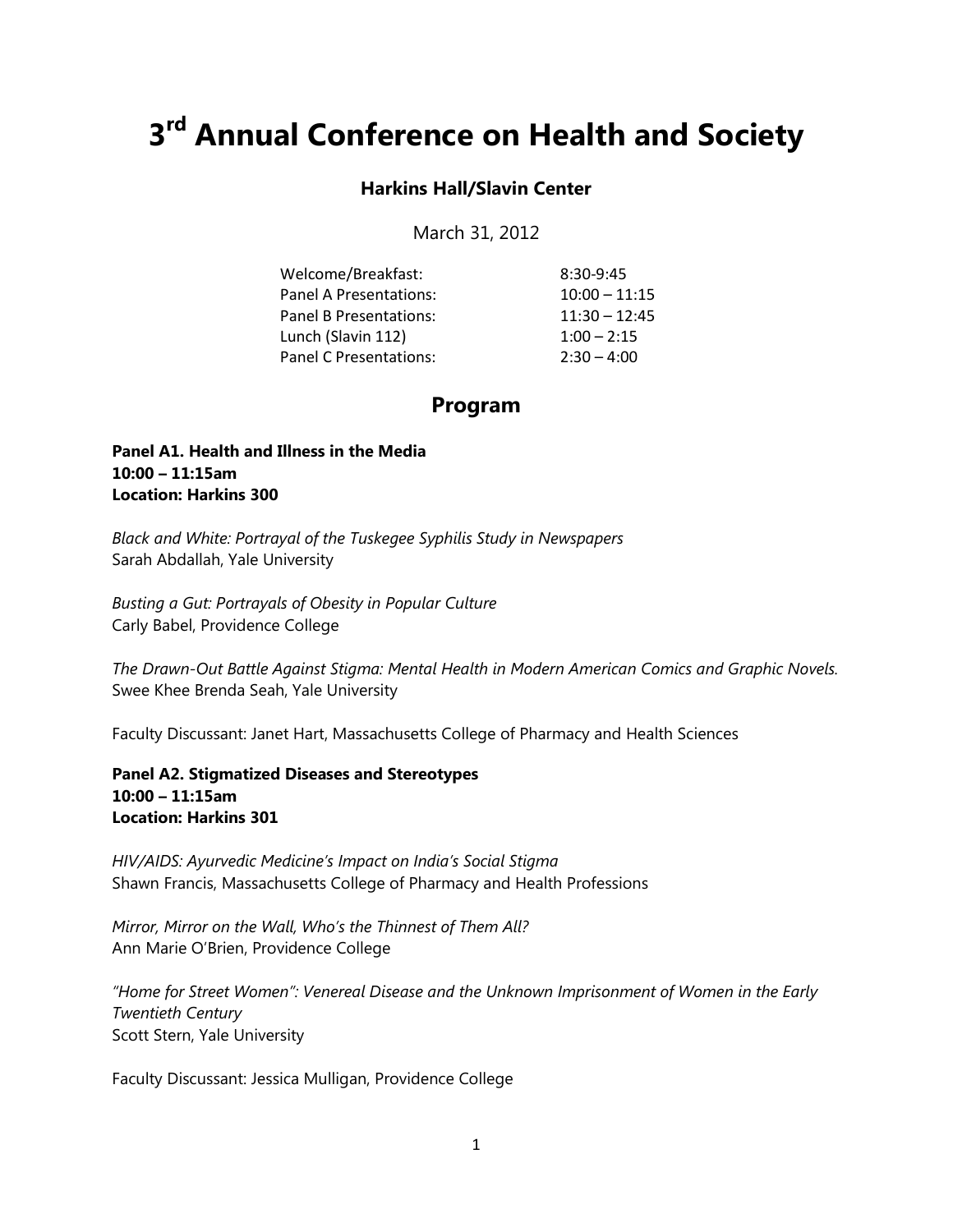# 3rd Annual Conference on Health and Society

**Harkins Hall/Slavin Center**

March 31, 2012

| | |
|---|---|
| Welcome/Breakfast: | 8:30-9:45 |
| Panel A Presentations: | 10:00 – 11:15 |
| Panel B Presentations: | 11:30 – 12:45 |
| Lunch (Slavin 112) | 1:00 – 2:15 |
| Panel C Presentations: | 2:30 – 4:00 |

## Program

**Panel A1. Health and Illness in the Media**
**10:00 – 11:15am**
**Location: Harkins 300**

*Black and White: Portrayal of the Tuskegee Syphilis Study in Newspapers*
Sarah Abdallah, Yale University

*Busting a Gut: Portrayals of Obesity in Popular Culture*
Carly Babel, Providence College

*The Drawn-Out Battle Against Stigma: Mental Health in Modern American Comics and Graphic Novels.*
Swee Khee Brenda Seah, Yale University

Faculty Discussant: Janet Hart, Massachusetts College of Pharmacy and Health Sciences

**Panel A2. Stigmatized Diseases and Stereotypes**
**10:00 – 11:15am**
**Location: Harkins 301**

*HIV/AIDS: Ayurvedic Medicine's Impact on India's Social Stigma*
Shawn Francis, Massachusetts College of Pharmacy and Health Professions

*Mirror, Mirror on the Wall, Who's the Thinnest of Them All?*
Ann Marie O'Brien, Providence College

*"Home for Street Women": Venereal Disease and the Unknown Imprisonment of Women in the Early Twentieth Century*
Scott Stern, Yale University

Faculty Discussant: Jessica Mulligan, Providence College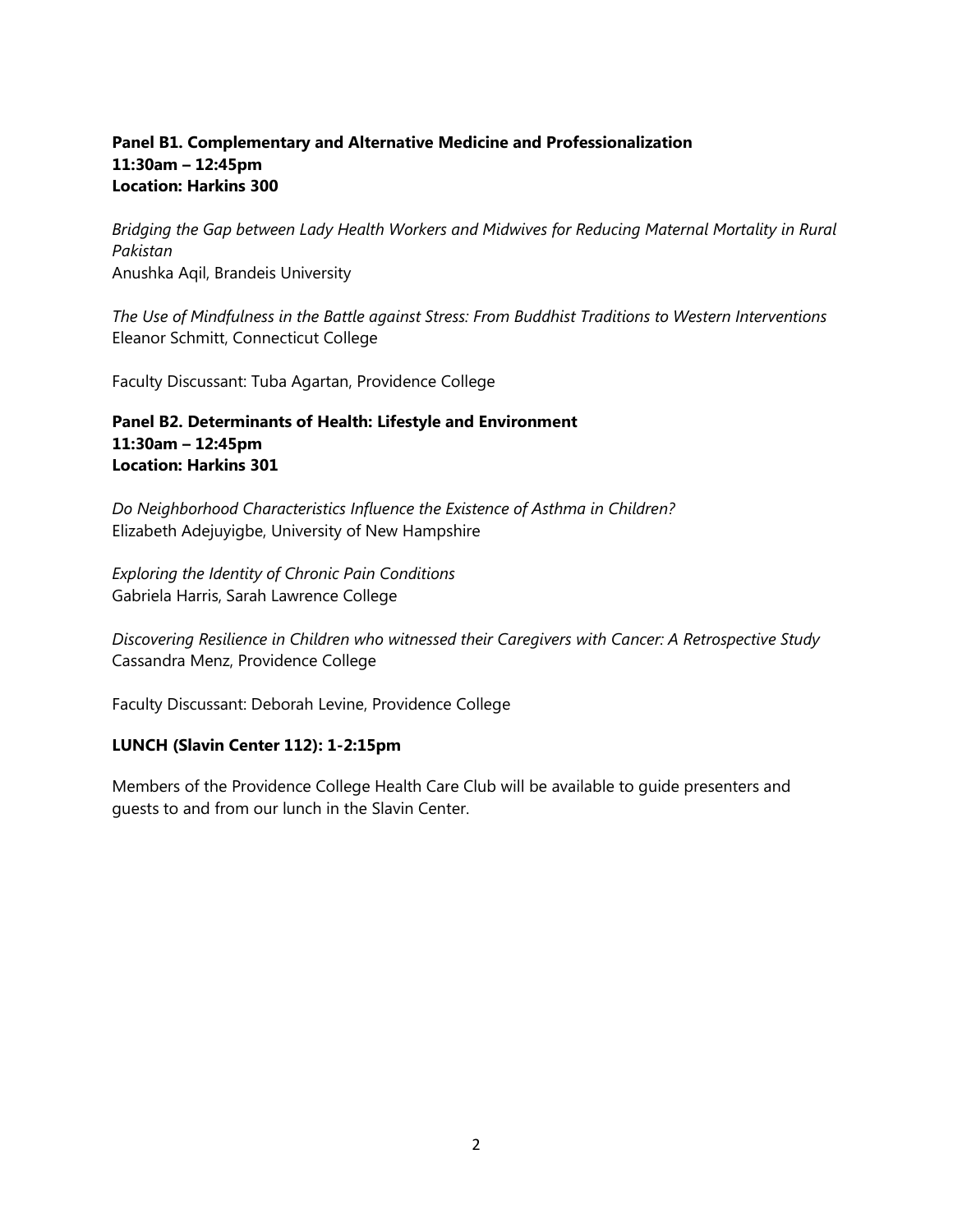**Panel B1. Complementary and Alternative Medicine and Professionalization**
**11:30am – 12:45pm**
**Location: Harkins 300**

*Bridging the Gap between Lady Health Workers and Midwives for Reducing Maternal Mortality in Rural Pakistan*
Anushka Aqil, Brandeis University

*The Use of Mindfulness in the Battle against Stress: From Buddhist Traditions to Western Interventions*
Eleanor Schmitt, Connecticut College

Faculty Discussant: Tuba Agartan, Providence College

**Panel B2. Determinants of Health: Lifestyle and Environment**
**11:30am – 12:45pm**
**Location: Harkins 301**

*Do Neighborhood Characteristics Influence the Existence of Asthma in Children?*
Elizabeth Adejuyigbe, University of New Hampshire

*Exploring the Identity of Chronic Pain Conditions*
Gabriela Harris, Sarah Lawrence College

*Discovering Resilience in Children who witnessed their Caregivers with Cancer: A Retrospective Study*
Cassandra Menz, Providence College

Faculty Discussant: Deborah Levine, Providence College

**LUNCH (Slavin Center 112): 1-2:15pm**

Members of the Providence College Health Care Club will be available to guide presenters and guests to and from our lunch in the Slavin Center.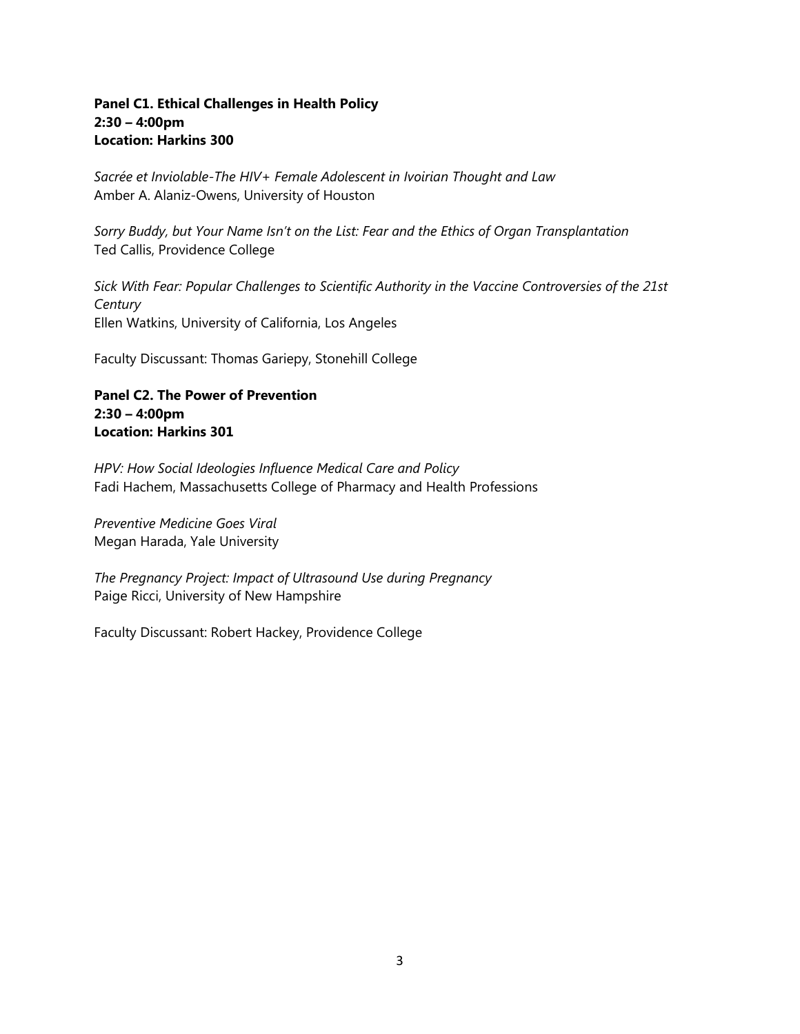**Panel C1. Ethical Challenges in Health Policy**
**2:30 – 4:00pm**
**Location: Harkins 300**

*Sacrée et Inviolable-The HIV+ Female Adolescent in Ivoirian Thought and Law*
Amber A. Alaniz-Owens, University of Houston

*Sorry Buddy, but Your Name Isn't on the List: Fear and the Ethics of Organ Transplantation*
Ted Callis, Providence College

*Sick With Fear: Popular Challenges to Scientific Authority in the Vaccine Controversies of the 21st Century*
Ellen Watkins, University of California, Los Angeles

Faculty Discussant: Thomas Gariepy, Stonehill College

**Panel C2. The Power of Prevention**
**2:30 – 4:00pm**
**Location: Harkins 301**

*HPV: How Social Ideologies Influence Medical Care and Policy*
Fadi Hachem, Massachusetts College of Pharmacy and Health Professions

*Preventive Medicine Goes Viral*
Megan Harada, Yale University

*The Pregnancy Project: Impact of Ultrasound Use during Pregnancy*
Paige Ricci, University of New Hampshire

Faculty Discussant: Robert Hackey, Providence College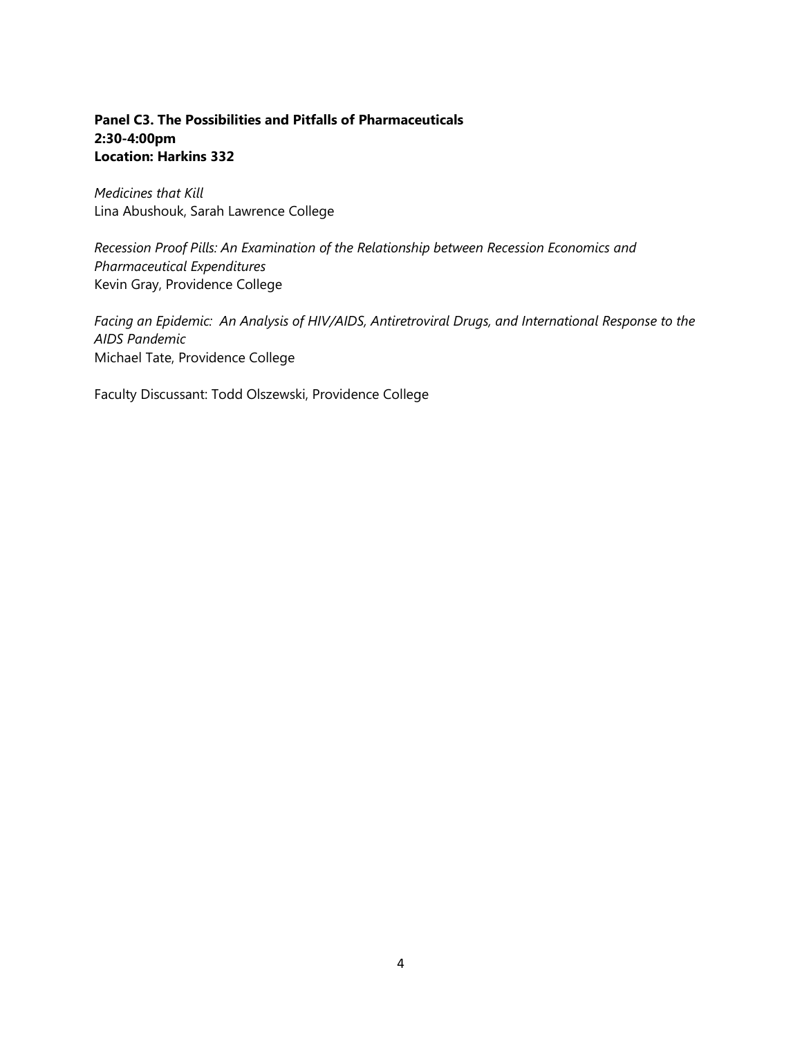**Panel C3. The Possibilities and Pitfalls of Pharmaceuticals**
**2:30-4:00pm**
**Location: Harkins 332**

*Medicines that Kill*
Lina Abushouk, Sarah Lawrence College

*Recession Proof Pills: An Examination of the Relationship between Recession Economics and Pharmaceutical Expenditures*
Kevin Gray, Providence College

*Facing an Epidemic: An Analysis of HIV/AIDS, Antiretroviral Drugs, and International Response to the AIDS Pandemic*
Michael Tate, Providence College

Faculty Discussant: Todd Olszewski, Providence College